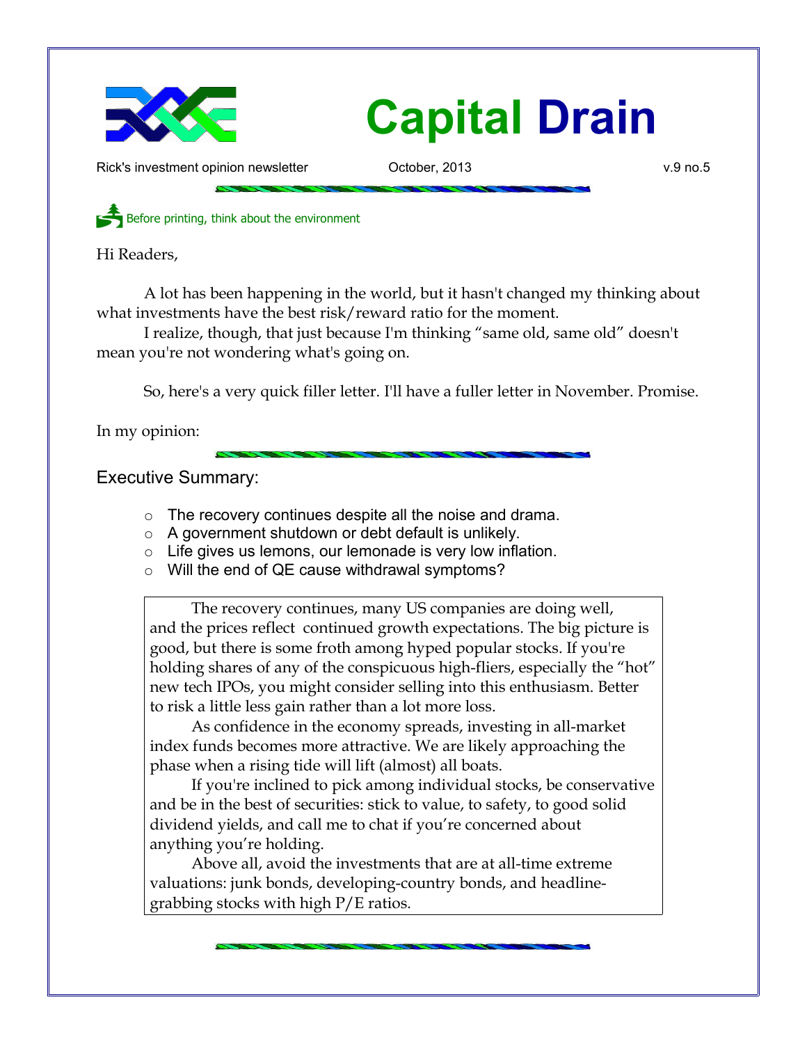# Capital Drain

Rick's investment opinion newsletter October, 2013 v.9 no.5

Before printing, think about the environment

Hi Readers,

A lot has been happening in the world, but it hasn't changed my thinking about what investments have the best risk/reward ratio for the moment.

I realize, though, that just because I'm thinking "same old, same old" doesn't mean you're not wondering what's going on.

So, here's a very quick filler letter. I'll have a fuller letter in November. Promise.

In my opinion:

## Executive Summary:

- The recovery continues despite all the noise and drama.
- A government shutdown or debt default is unlikely.
- Life gives us lemons, our lemonade is very low inflation.
- Will the end of QE cause withdrawal symptoms?

The recovery continues, many US companies are doing well, and the prices reflect continued growth expectations. The big picture is good, but there is some froth among hyped popular stocks. If you're holding shares of any of the conspicuous high-fliers, especially the "hot" new tech IPOs, you might consider selling into this enthusiasm. Better to risk a little less gain rather than a lot more loss.

As confidence in the economy spreads, investing in all-market index funds becomes more attractive. We are likely approaching the phase when a rising tide will lift (almost) all boats.

If you're inclined to pick among individual stocks, be conservative and be in the best of securities: stick to value, to safety, to good solid dividend yields, and call me to chat if you're concerned about anything you're holding.

Above all, avoid the investments that are at all-time extreme valuations: junk bonds, developing-country bonds, and headline-grabbing stocks with high P/E ratios.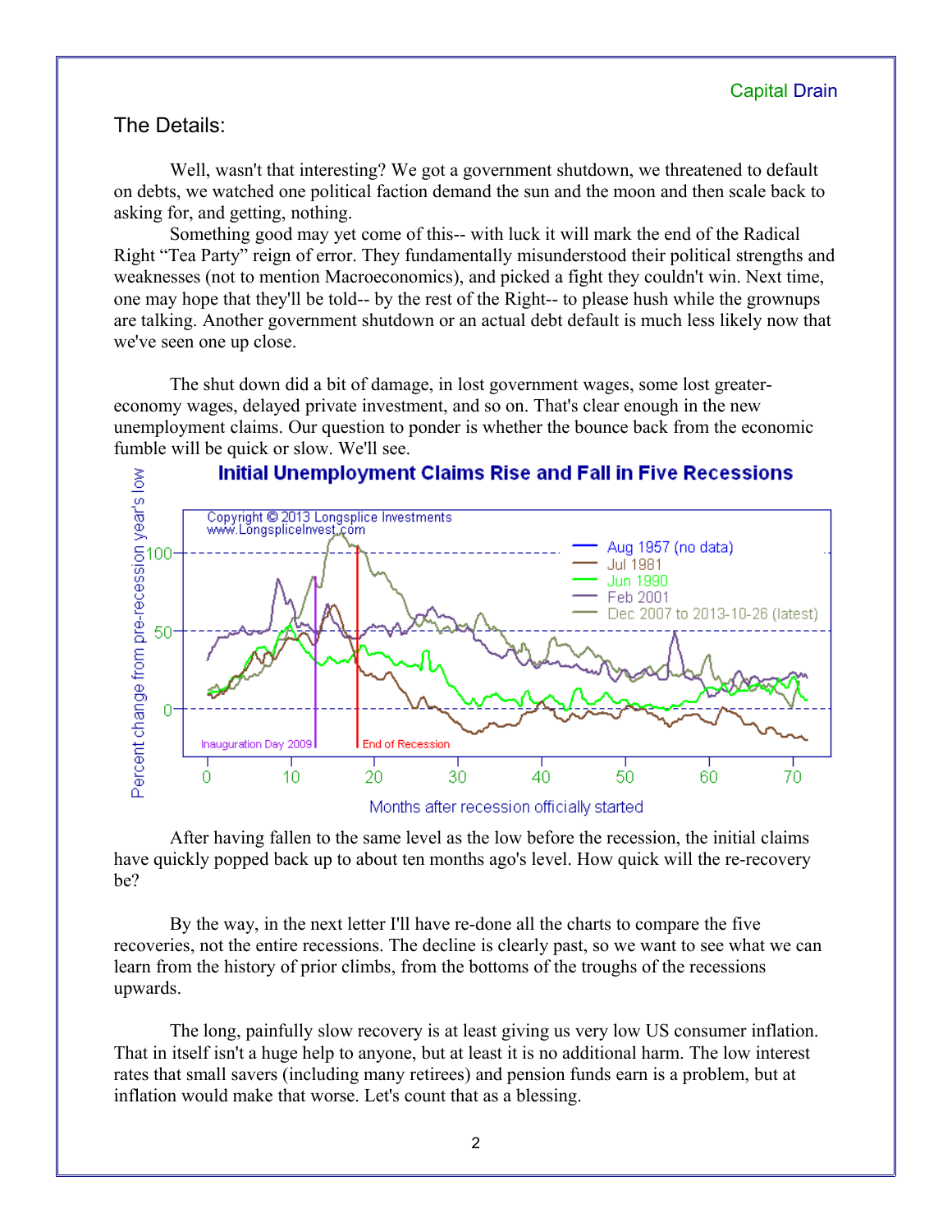## The Details:

Well, wasn't that interesting? We got a government shutdown, we threatened to default on debts, we watched one political faction demand the sun and the moon and then scale back to asking for, and getting, nothing.

Something good may yet come of this-- with luck it will mark the end of the Radical Right "Tea Party" reign of error. They fundamentally misunderstood their political strengths and weaknesses (not to mention Macroeconomics), and picked a fight they couldn't win. Next time, one may hope that they'll be told-- by the rest of the Right-- to please hush while the grownups are talking. Another government shutdown or an actual debt default is much less likely now that we've seen one up close.

The shut down did a bit of damage, in lost government wages, some lost greater-economy wages, delayed private investment, and so on. That's clear enough in the new unemployment claims. Our question to ponder is whether the bounce back from the economic fumble will be quick or slow. We'll see.

Initial Unemployment Claims Rise and Fall in Five Recessions

Copyright © 2013 Longsplice Investments
www.LongspliceInvest.com

Aug 1957 (no data)
Jul 1981
Jun 1990
Feb 2001
Dec 2007 to 2013-10-26 (latest)

Inauguration Day 2009
End of Recession

Percent change from pre-recession year's low

0
50
100

0 10 20 30 40 50 60 70

Months after recession officially started

After having fallen to the same level as the low before the recession, the initial claims have quickly popped back up to about ten months ago's level. How quick will the re-recovery be?

By the way, in the next letter I'll have re-done all the charts to compare the five recoveries, not the entire recessions. The decline is clearly past, so we want to see what we can learn from the history of prior climbs, from the bottoms of the troughs of the recessions upwards.

The long, painfully slow recovery is at least giving us very low US consumer inflation. That in itself isn't a huge help to anyone, but at least it is no additional harm. The low interest rates that small savers (including many retirees) and pension funds earn is a problem, but at inflation would make that worse. Let's count that as a blessing.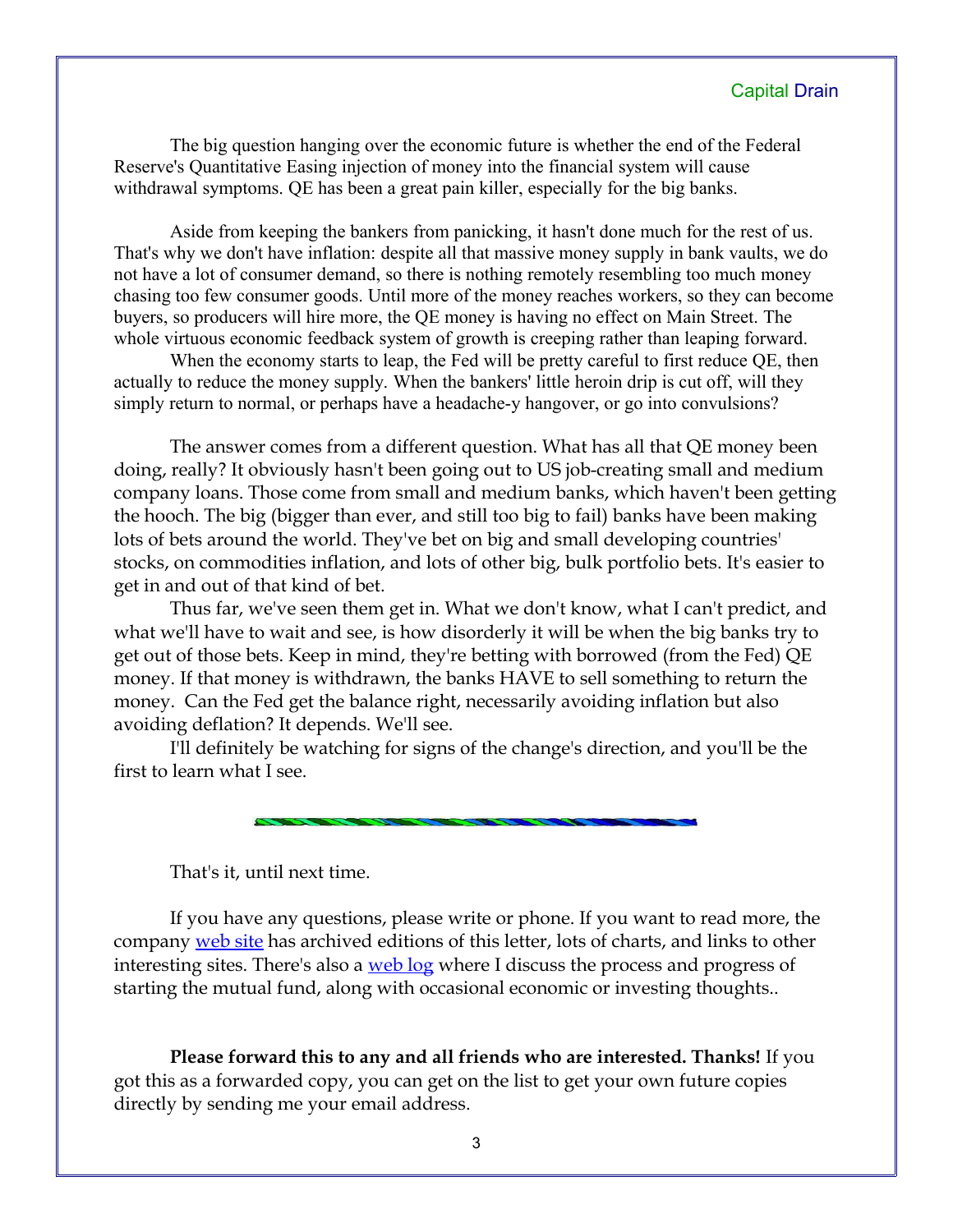The big question hanging over the economic future is whether the end of the Federal Reserve's Quantitative Easing injection of money into the financial system will cause withdrawal symptoms. QE has been a great pain killer, especially for the big banks.

Aside from keeping the bankers from panicking, it hasn't done much for the rest of us. That's why we don't have inflation: despite all that massive money supply in bank vaults, we do not have a lot of consumer demand, so there is nothing remotely resembling too much money chasing too few consumer goods. Until more of the money reaches workers, so they can become buyers, so producers will hire more, the QE money is having no effect on Main Street. The whole virtuous economic feedback system of growth is creeping rather than leaping forward.

When the economy starts to leap, the Fed will be pretty careful to first reduce QE, then actually to reduce the money supply. When the bankers' little heroin drip is cut off, will they simply return to normal, or perhaps have a headache-y hangover, or go into convulsions?

The answer comes from a different question. What has all that QE money been doing, really? It obviously hasn't been going out to US job-creating small and medium company loans. Those come from small and medium banks, which haven't been getting the hooch. The big (bigger than ever, and still too big to fail) banks have been making lots of bets around the world. They've bet on big and small developing countries' stocks, on commodities inflation, and lots of other big, bulk portfolio bets. It's easier to get in and out of that kind of bet.

Thus far, we've seen them get in. What we don't know, what I can't predict, and what we'll have to wait and see, is how disorderly it will be when the big banks try to get out of those bets. Keep in mind, they're betting with borrowed (from the Fed) QE money. If that money is withdrawn, the banks HAVE to sell something to return the money. Can the Fed get the balance right, necessarily avoiding inflation but also avoiding deflation? It depends. We'll see.

I'll definitely be watching for signs of the change's direction, and you'll be the first to learn what I see.

---

That's it, until next time.

If you have any questions, please write or phone. If you want to read more, the company web site has archived editions of this letter, lots of charts, and links to other interesting sites. There's also a web log where I discuss the process and progress of starting the mutual fund, along with occasional economic or investing thoughts..

**Please forward this to any and all friends who are interested. Thanks!** If you got this as a forwarded copy, you can get on the list to get your own future copies directly by sending me your email address.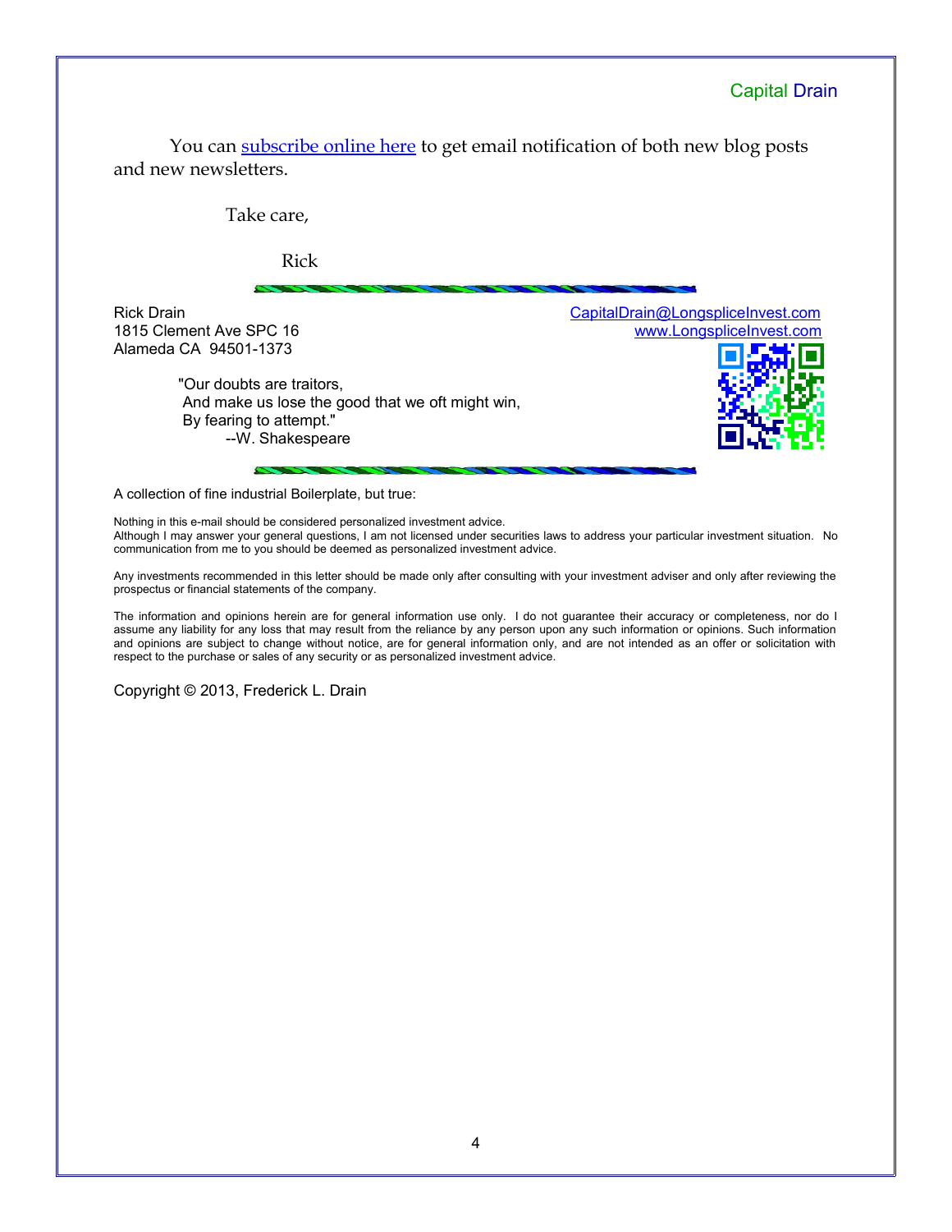You can [subscribe online here](#) to get email notification of both new blog posts and new newsletters.

Take care,

Rick

---

Rick Drain
1815 Clement Ave SPC 16
Alameda CA 94501-1373

CapitalDrain@LongspliceInvest.com
www.LongspliceInvest.com

> "Our doubts are traitors,
> And make us lose the good that we oft might win,
> By fearing to attempt."
> --W. Shakespeare

---

A collection of fine industrial Boilerplate, but true:

Nothing in this e-mail should be considered personalized investment advice.
Although I may answer your general questions, I am not licensed under securities laws to address your particular investment situation. No communication from me to you should be deemed as personalized investment advice.

Any investments recommended in this letter should be made only after consulting with your investment adviser and only after reviewing the prospectus or financial statements of the company.

The information and opinions herein are for general information use only. I do not guarantee their accuracy or completeness, nor do I assume any liability for any loss that may result from the reliance by any person upon any such information or opinions. Such information and opinions are subject to change without notice, are for general information only, and are not intended as an offer or solicitation with respect to the purchase or sales of any security or as personalized investment advice.

Copyright © 2013, Frederick L. Drain